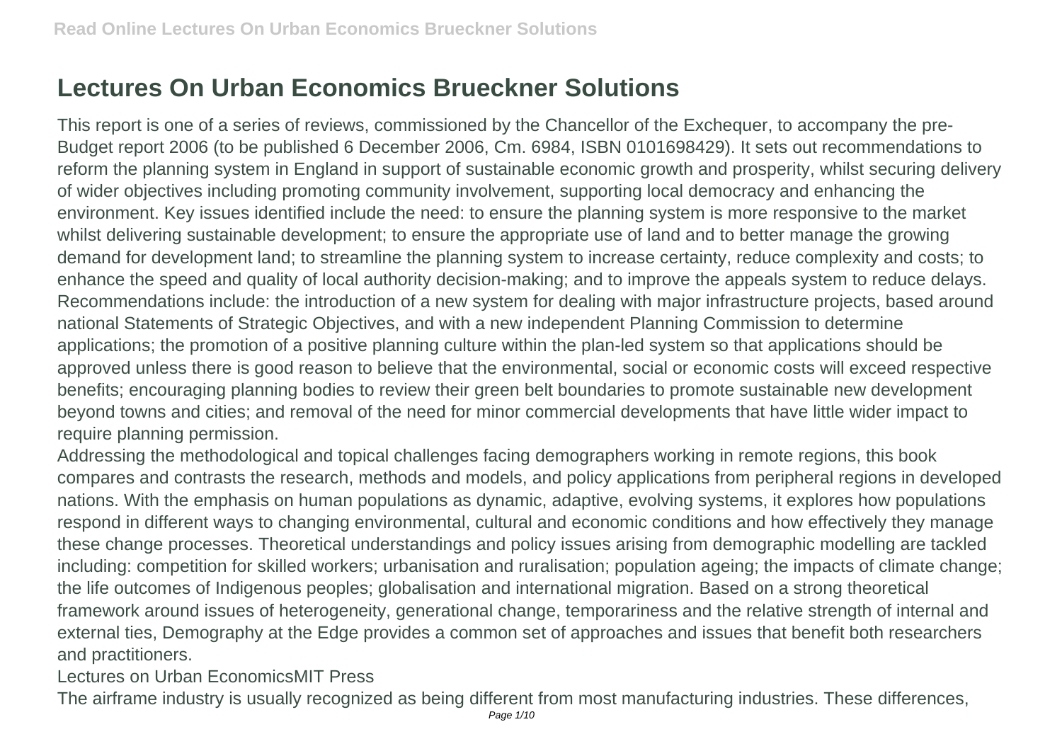# Lectures On Urban Economics Brueckner Solutions

This report is one of a series of reviews, commissioned by the Chancellor of the Exchequer, to accompany the pre-Budget report 2006 (to be published 6 December 2006, Cm. 6984, ISBN 0101698429). It sets out recommendations to reform the planning system in England in support of sustainable economic growth and prosperity, whilst securing delivery of wider objectives including promoting community involvement, supporting local democracy and enhancing the environment. Key issues identified include the need: to ensure the planning system is more responsive to the market whilst delivering sustainable development; to ensure the appropriate use of land and to better manage the growing demand for development land; to streamline the planning system to increase certainty, reduce complexity and costs; to enhance the speed and quality of local authority decision-making; and to improve the appeals system to reduce delays. Recommendations include: the introduction of a new system for dealing with major infrastructure projects, based around national Statements of Strategic Objectives, and with a new independent Planning Commission to determine applications; the promotion of a positive planning culture within the plan-led system so that applications should be approved unless there is good reason to believe that the environmental, social or economic costs will exceed respective benefits; encouraging planning bodies to review their green belt boundaries to promote sustainable new development beyond towns and cities; and removal of the need for minor commercial developments that have little wider impact to require planning permission.

Addressing the methodological and topical challenges facing demographers working in remote regions, this book compares and contrasts the research, methods and models, and policy applications from peripheral regions in developed nations. With the emphasis on human populations as dynamic, adaptive, evolving systems, it explores how populations respond in different ways to changing environmental, cultural and economic conditions and how effectively they manage these change processes. Theoretical understandings and policy issues arising from demographic modelling are tackled including: competition for skilled workers; urbanisation and ruralisation; population ageing; the impacts of climate change; the life outcomes of Indigenous peoples; globalisation and international migration. Based on a strong theoretical framework around issues of heterogeneity, generational change, temporariness and the relative strength of internal and external ties, Demography at the Edge provides a common set of approaches and issues that benefit both researchers and practitioners.

Lectures on Urban EconomicsMIT Press

The airframe industry is usually recognized as being different from most manufacturing industries. These differences,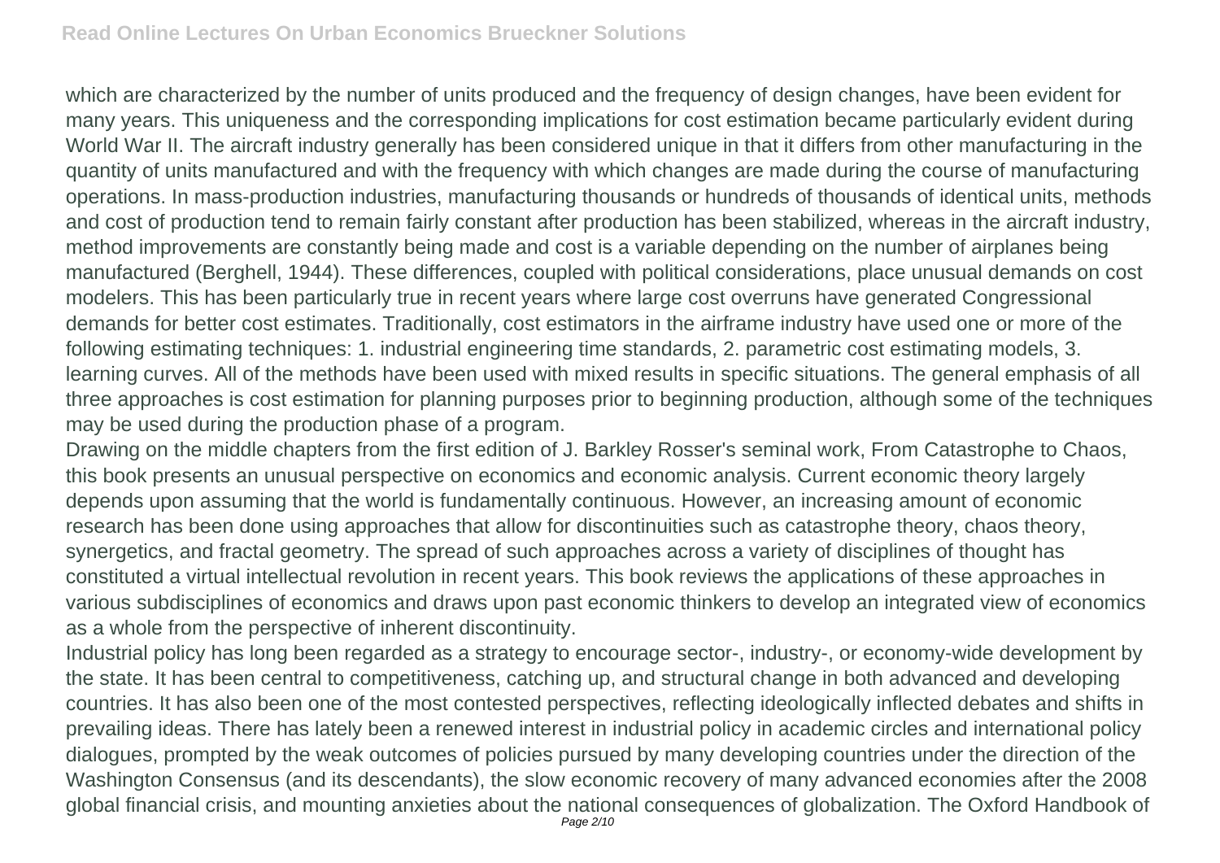which are characterized by the number of units produced and the frequency of design changes, have been evident for many years. This uniqueness and the corresponding implications for cost estimation became particularly evident during World War II. The aircraft industry generally has been considered unique in that it differs from other manufacturing in the quantity of units manufactured and with the frequency with which changes are made during the course of manufacturing operations. In mass-production industries, manufacturing thousands or hundreds of thousands of identical units, methods and cost of production tend to remain fairly constant after production has been stabilized, whereas in the aircraft industry, method improvements are constantly being made and cost is a variable depending on the number of airplanes being manufactured (Berghell, 1944). These differences, coupled with political considerations, place unusual demands on cost modelers. This has been particularly true in recent years where large cost overruns have generated Congressional demands for better cost estimates. Traditionally, cost estimators in the airframe industry have used one or more of the following estimating techniques: 1. industrial engineering time standards, 2. parametric cost estimating models, 3. learning curves. All of the methods have been used with mixed results in specific situations. The general emphasis of all three approaches is cost estimation for planning purposes prior to beginning production, although some of the techniques may be used during the production phase of a program.

Drawing on the middle chapters from the first edition of J. Barkley Rosser's seminal work, From Catastrophe to Chaos, this book presents an unusual perspective on economics and economic analysis. Current economic theory largely depends upon assuming that the world is fundamentally continuous. However, an increasing amount of economic research has been done using approaches that allow for discontinuities such as catastrophe theory, chaos theory, synergetics, and fractal geometry. The spread of such approaches across a variety of disciplines of thought has constituted a virtual intellectual revolution in recent years. This book reviews the applications of these approaches in various subdisciplines of economics and draws upon past economic thinkers to develop an integrated view of economics as a whole from the perspective of inherent discontinuity.

Industrial policy has long been regarded as a strategy to encourage sector-, industry-, or economy-wide development by the state. It has been central to competitiveness, catching up, and structural change in both advanced and developing countries. It has also been one of the most contested perspectives, reflecting ideologically inflected debates and shifts in prevailing ideas. There has lately been a renewed interest in industrial policy in academic circles and international policy dialogues, prompted by the weak outcomes of policies pursued by many developing countries under the direction of the Washington Consensus (and its descendants), the slow economic recovery of many advanced economies after the 2008 global financial crisis, and mounting anxieties about the national consequences of globalization. The Oxford Handbook of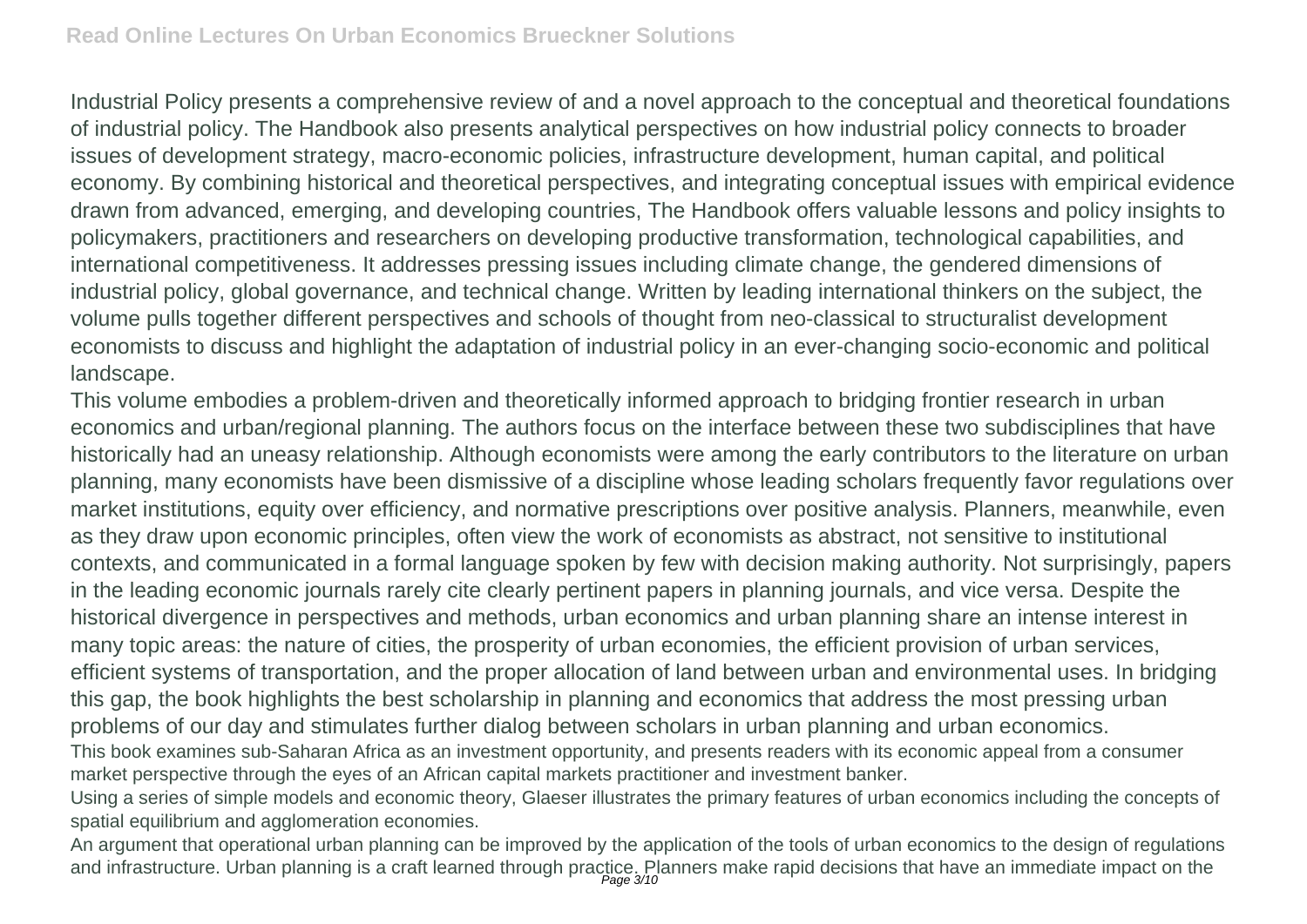Industrial Policy presents a comprehensive review of and a novel approach to the conceptual and theoretical foundations of industrial policy. The Handbook also presents analytical perspectives on how industrial policy connects to broader issues of development strategy, macro-economic policies, infrastructure development, human capital, and political economy. By combining historical and theoretical perspectives, and integrating conceptual issues with empirical evidence drawn from advanced, emerging, and developing countries, The Handbook offers valuable lessons and policy insights to policymakers, practitioners and researchers on developing productive transformation, technological capabilities, and international competitiveness. It addresses pressing issues including climate change, the gendered dimensions of industrial policy, global governance, and technical change. Written by leading international thinkers on the subject, the volume pulls together different perspectives and schools of thought from neo-classical to structuralist development economists to discuss and highlight the adaptation of industrial policy in an ever-changing socio-economic and political landscape.

This volume embodies a problem-driven and theoretically informed approach to bridging frontier research in urban economics and urban/regional planning. The authors focus on the interface between these two subdisciplines that have historically had an uneasy relationship. Although economists were among the early contributors to the literature on urban planning, many economists have been dismissive of a discipline whose leading scholars frequently favor regulations over market institutions, equity over efficiency, and normative prescriptions over positive analysis. Planners, meanwhile, even as they draw upon economic principles, often view the work of economists as abstract, not sensitive to institutional contexts, and communicated in a formal language spoken by few with decision making authority. Not surprisingly, papers in the leading economic journals rarely cite clearly pertinent papers in planning journals, and vice versa. Despite the historical divergence in perspectives and methods, urban economics and urban planning share an intense interest in many topic areas: the nature of cities, the prosperity of urban economies, the efficient provision of urban services, efficient systems of transportation, and the proper allocation of land between urban and environmental uses. In bridging this gap, the book highlights the best scholarship in planning and economics that address the most pressing urban problems of our day and stimulates further dialog between scholars in urban planning and urban economics.

This book examines sub-Saharan Africa as an investment opportunity, and presents readers with its economic appeal from a consumer market perspective through the eyes of an African capital markets practitioner and investment banker.

Using a series of simple models and economic theory, Glaeser illustrates the primary features of urban economics including the concepts of spatial equilibrium and agglomeration economies.

An argument that operational urban planning can be improved by the application of the tools of urban economics to the design of regulations and infrastructure. Urban planning is a craft learned through practice. Planners make rapid decisions that have an immediate impact on the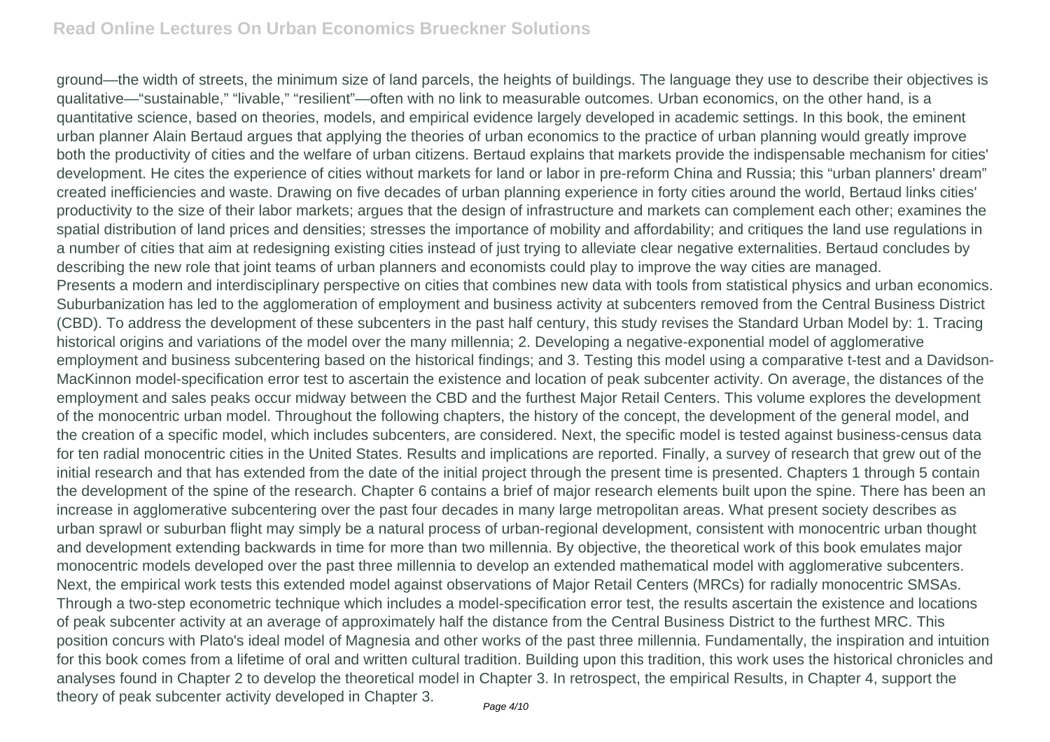ground—the width of streets, the minimum size of land parcels, the heights of buildings. The language they use to describe their objectives is qualitative—"sustainable," "livable," "resilient"—often with no link to measurable outcomes. Urban economics, on the other hand, is a quantitative science, based on theories, models, and empirical evidence largely developed in academic settings. In this book, the eminent urban planner Alain Bertaud argues that applying the theories of urban economics to the practice of urban planning would greatly improve both the productivity of cities and the welfare of urban citizens. Bertaud explains that markets provide the indispensable mechanism for cities' development. He cites the experience of cities without markets for land or labor in pre-reform China and Russia; this "urban planners' dream" created inefficiencies and waste. Drawing on five decades of urban planning experience in forty cities around the world, Bertaud links cities' productivity to the size of their labor markets; argues that the design of infrastructure and markets can complement each other; examines the spatial distribution of land prices and densities; stresses the importance of mobility and affordability; and critiques the land use regulations in a number of cities that aim at redesigning existing cities instead of just trying to alleviate clear negative externalities. Bertaud concludes by describing the new role that joint teams of urban planners and economists could play to improve the way cities are managed.

Presents a modern and interdisciplinary perspective on cities that combines new data with tools from statistical physics and urban economics.

Suburbanization has led to the agglomeration of employment and business activity at subcenters removed from the Central Business District (CBD). To address the development of these subcenters in the past half century, this study revises the Standard Urban Model by: 1. Tracing historical origins and variations of the model over the many millennia; 2. Developing a negative-exponential model of agglomerative employment and business subcentering based on the historical findings; and 3. Testing this model using a comparative t-test and a Davidson-MacKinnon model-specification error test to ascertain the existence and location of peak subcenter activity. On average, the distances of the employment and sales peaks occur midway between the CBD and the furthest Major Retail Centers. This volume explores the development of the monocentric urban model. Throughout the following chapters, the history of the concept, the development of the general model, and the creation of a specific model, which includes subcenters, are considered. Next, the specific model is tested against business-census data for ten radial monocentric cities in the United States. Results and implications are reported. Finally, a survey of research that grew out of the initial research and that has extended from the date of the initial project through the present time is presented. Chapters 1 through 5 contain the development of the spine of the research. Chapter 6 contains a brief of major research elements built upon the spine. There has been an increase in agglomerative subcentering over the past four decades in many large metropolitan areas. What present society describes as urban sprawl or suburban flight may simply be a natural process of urban-regional development, consistent with monocentric urban thought and development extending backwards in time for more than two millennia. By objective, the theoretical work of this book emulates major monocentric models developed over the past three millennia to develop an extended mathematical model with agglomerative subcenters. Next, the empirical work tests this extended model against observations of Major Retail Centers (MRCs) for radially monocentric SMSAs. Through a two-step econometric technique which includes a model-specification error test, the results ascertain the existence and locations of peak subcenter activity at an average of approximately half the distance from the Central Business District to the furthest MRC. This position concurs with Plato's ideal model of Magnesia and other works of the past three millennia. Fundamentally, the inspiration and intuition for this book comes from a lifetime of oral and written cultural tradition. Building upon this tradition, this work uses the historical chronicles and analyses found in Chapter 2 to develop the theoretical model in Chapter 3. In retrospect, the empirical Results, in Chapter 4, support the theory of peak subcenter activity developed in Chapter 3.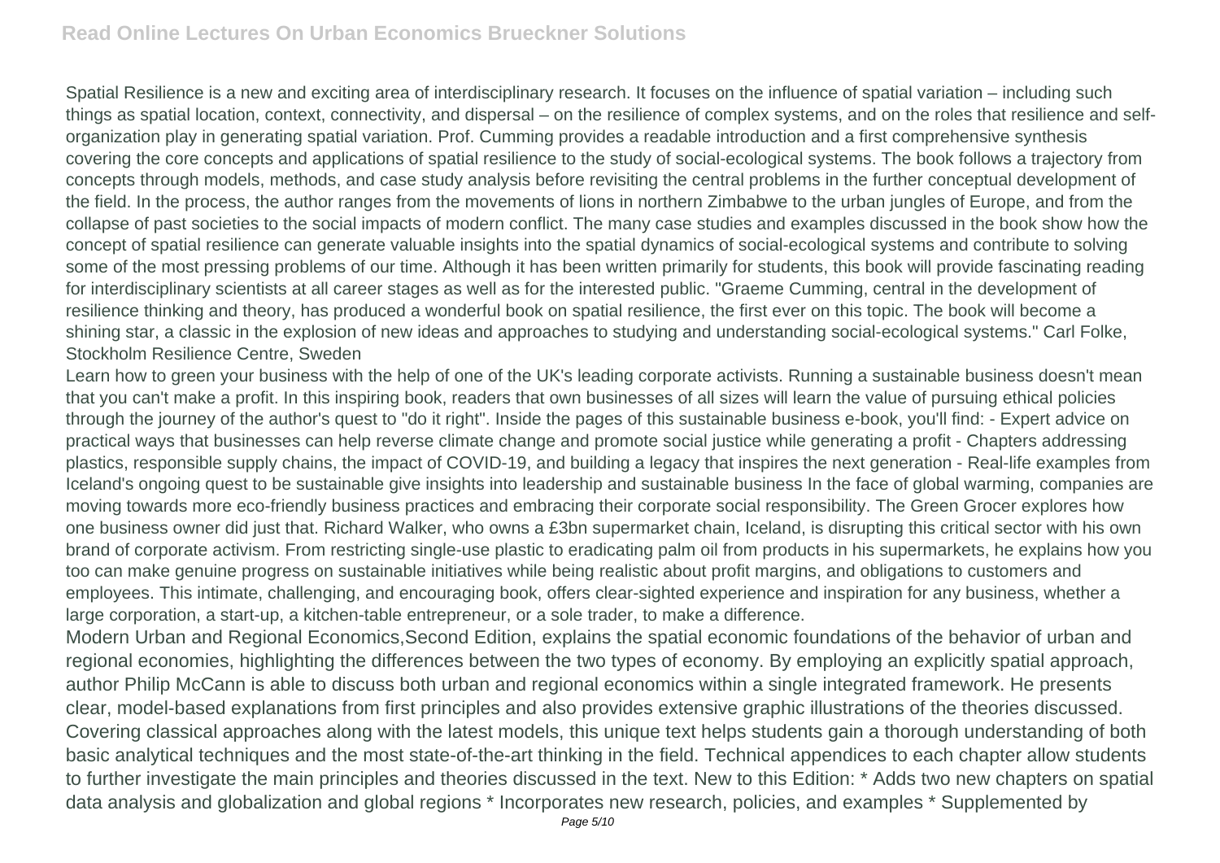Spatial Resilience is a new and exciting area of interdisciplinary research. It focuses on the influence of spatial variation – including such things as spatial location, context, connectivity, and dispersal – on the resilience of complex systems, and on the roles that resilience and self-organization play in generating spatial variation. Prof. Cumming provides a readable introduction and a first comprehensive synthesis covering the core concepts and applications of spatial resilience to the study of social-ecological systems. The book follows a trajectory from concepts through models, methods, and case study analysis before revisiting the central problems in the further conceptual development of the field. In the process, the author ranges from the movements of lions in northern Zimbabwe to the urban jungles of Europe, and from the collapse of past societies to the social impacts of modern conflict. The many case studies and examples discussed in the book show how the concept of spatial resilience can generate valuable insights into the spatial dynamics of social-ecological systems and contribute to solving some of the most pressing problems of our time. Although it has been written primarily for students, this book will provide fascinating reading for interdisciplinary scientists at all career stages as well as for the interested public. "Graeme Cumming, central in the development of resilience thinking and theory, has produced a wonderful book on spatial resilience, the first ever on this topic. The book will become a shining star, a classic in the explosion of new ideas and approaches to studying and understanding social-ecological systems." Carl Folke, Stockholm Resilience Centre, Sweden

Learn how to green your business with the help of one of the UK's leading corporate activists. Running a sustainable business doesn't mean that you can't make a profit. In this inspiring book, readers that own businesses of all sizes will learn the value of pursuing ethical policies through the journey of the author's quest to "do it right". Inside the pages of this sustainable business e-book, you'll find: - Expert advice on practical ways that businesses can help reverse climate change and promote social justice while generating a profit - Chapters addressing plastics, responsible supply chains, the impact of COVID-19, and building a legacy that inspires the next generation - Real-life examples from Iceland's ongoing quest to be sustainable give insights into leadership and sustainable business In the face of global warming, companies are moving towards more eco-friendly business practices and embracing their corporate social responsibility. The Green Grocer explores how one business owner did just that. Richard Walker, who owns a £3bn supermarket chain, Iceland, is disrupting this critical sector with his own brand of corporate activism. From restricting single-use plastic to eradicating palm oil from products in his supermarkets, he explains how you too can make genuine progress on sustainable initiatives while being realistic about profit margins, and obligations to customers and employees. This intimate, challenging, and encouraging book, offers clear-sighted experience and inspiration for any business, whether a large corporation, a start-up, a kitchen-table entrepreneur, or a sole trader, to make a difference.

Modern Urban and Regional Economics,Second Edition, explains the spatial economic foundations of the behavior of urban and regional economies, highlighting the differences between the two types of economy. By employing an explicitly spatial approach, author Philip McCann is able to discuss both urban and regional economics within a single integrated framework. He presents clear, model-based explanations from first principles and also provides extensive graphic illustrations of the theories discussed. Covering classical approaches along with the latest models, this unique text helps students gain a thorough understanding of both basic analytical techniques and the most state-of-the-art thinking in the field. Technical appendices to each chapter allow students to further investigate the main principles and theories discussed in the text. New to this Edition: * Adds two new chapters on spatial data analysis and globalization and global regions * Incorporates new research, policies, and examples * Supplemented by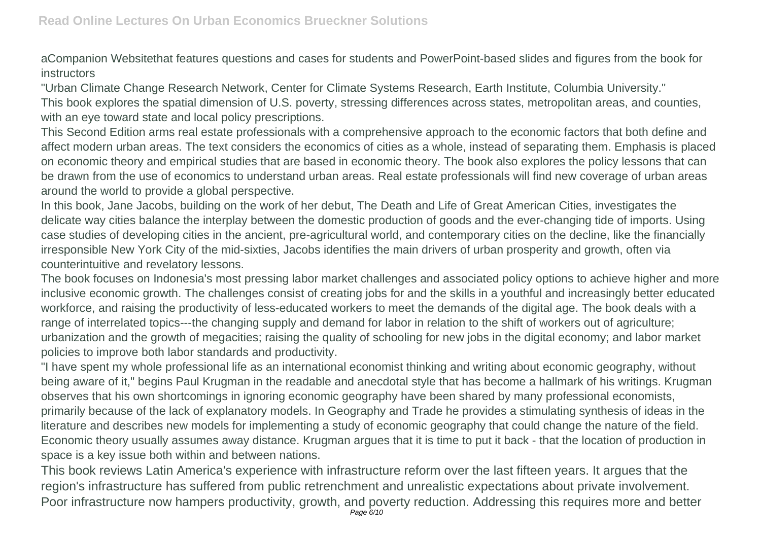aCompanion Websitethat features questions and cases for students and PowerPoint-based slides and figures from the book for instructors

"Urban Climate Change Research Network, Center for Climate Systems Research, Earth Institute, Columbia University."

This book explores the spatial dimension of U.S. poverty, stressing differences across states, metropolitan areas, and counties, with an eye toward state and local policy prescriptions.

This Second Edition arms real estate professionals with a comprehensive approach to the economic factors that both define and affect modern urban areas. The text considers the economics of cities as a whole, instead of separating them. Emphasis is placed on economic theory and empirical studies that are based in economic theory. The book also explores the policy lessons that can be drawn from the use of economics to understand urban areas. Real estate professionals will find new coverage of urban areas around the world to provide a global perspective.

In this book, Jane Jacobs, building on the work of her debut, The Death and Life of Great American Cities, investigates the delicate way cities balance the interplay between the domestic production of goods and the ever-changing tide of imports. Using case studies of developing cities in the ancient, pre-agricultural world, and contemporary cities on the decline, like the financially irresponsible New York City of the mid-sixties, Jacobs identifies the main drivers of urban prosperity and growth, often via counterintuitive and revelatory lessons.

The book focuses on Indonesia's most pressing labor market challenges and associated policy options to achieve higher and more inclusive economic growth. The challenges consist of creating jobs for and the skills in a youthful and increasingly better educated workforce, and raising the productivity of less-educated workers to meet the demands of the digital age. The book deals with a range of interrelated topics---the changing supply and demand for labor in relation to the shift of workers out of agriculture; urbanization and the growth of megacities; raising the quality of schooling for new jobs in the digital economy; and labor market policies to improve both labor standards and productivity.

"I have spent my whole professional life as an international economist thinking and writing about economic geography, without being aware of it," begins Paul Krugman in the readable and anecdotal style that has become a hallmark of his writings. Krugman observes that his own shortcomings in ignoring economic geography have been shared by many professional economists, primarily because of the lack of explanatory models. In Geography and Trade he provides a stimulating synthesis of ideas in the literature and describes new models for implementing a study of economic geography that could change the nature of the field. Economic theory usually assumes away distance. Krugman argues that it is time to put it back - that the location of production in space is a key issue both within and between nations.

This book reviews Latin America's experience with infrastructure reform over the last fifteen years. It argues that the region's infrastructure has suffered from public retrenchment and unrealistic expectations about private involvement. Poor infrastructure now hampers productivity, growth, and poverty reduction. Addressing this requires more and better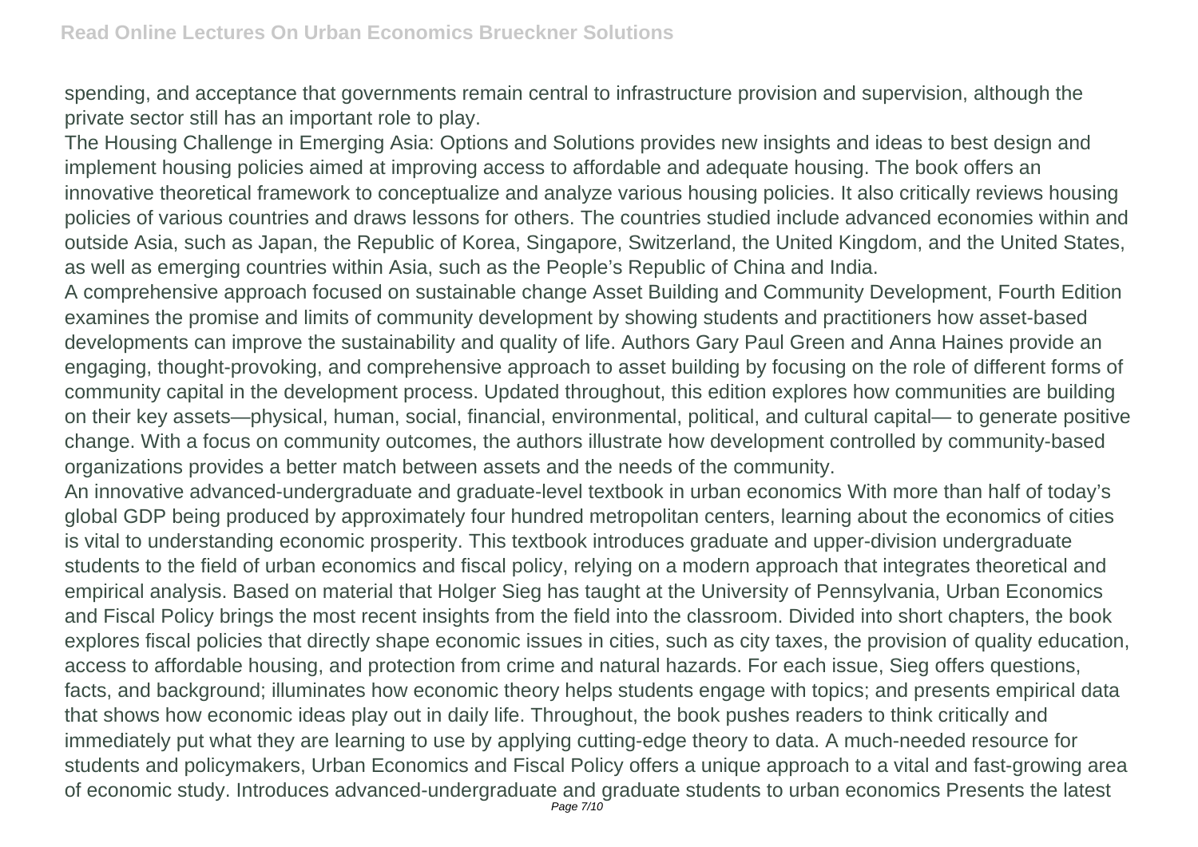spending, and acceptance that governments remain central to infrastructure provision and supervision, although the private sector still has an important role to play.

The Housing Challenge in Emerging Asia: Options and Solutions provides new insights and ideas to best design and implement housing policies aimed at improving access to affordable and adequate housing. The book offers an innovative theoretical framework to conceptualize and analyze various housing policies. It also critically reviews housing policies of various countries and draws lessons for others. The countries studied include advanced economies within and outside Asia, such as Japan, the Republic of Korea, Singapore, Switzerland, the United Kingdom, and the United States, as well as emerging countries within Asia, such as the People's Republic of China and India.

A comprehensive approach focused on sustainable change Asset Building and Community Development, Fourth Edition examines the promise and limits of community development by showing students and practitioners how asset-based developments can improve the sustainability and quality of life. Authors Gary Paul Green and Anna Haines provide an engaging, thought-provoking, and comprehensive approach to asset building by focusing on the role of different forms of community capital in the development process. Updated throughout, this edition explores how communities are building on their key assets—physical, human, social, financial, environmental, political, and cultural capital— to generate positive change. With a focus on community outcomes, the authors illustrate how development controlled by community-based organizations provides a better match between assets and the needs of the community.

An innovative advanced-undergraduate and graduate-level textbook in urban economics With more than half of today's global GDP being produced by approximately four hundred metropolitan centers, learning about the economics of cities is vital to understanding economic prosperity. This textbook introduces graduate and upper-division undergraduate students to the field of urban economics and fiscal policy, relying on a modern approach that integrates theoretical and empirical analysis. Based on material that Holger Sieg has taught at the University of Pennsylvania, Urban Economics and Fiscal Policy brings the most recent insights from the field into the classroom. Divided into short chapters, the book explores fiscal policies that directly shape economic issues in cities, such as city taxes, the provision of quality education, access to affordable housing, and protection from crime and natural hazards. For each issue, Sieg offers questions, facts, and background; illuminates how economic theory helps students engage with topics; and presents empirical data that shows how economic ideas play out in daily life. Throughout, the book pushes readers to think critically and immediately put what they are learning to use by applying cutting-edge theory to data. A much-needed resource for students and policymakers, Urban Economics and Fiscal Policy offers a unique approach to a vital and fast-growing area of economic study. Introduces advanced-undergraduate and graduate students to urban economics Presents the latest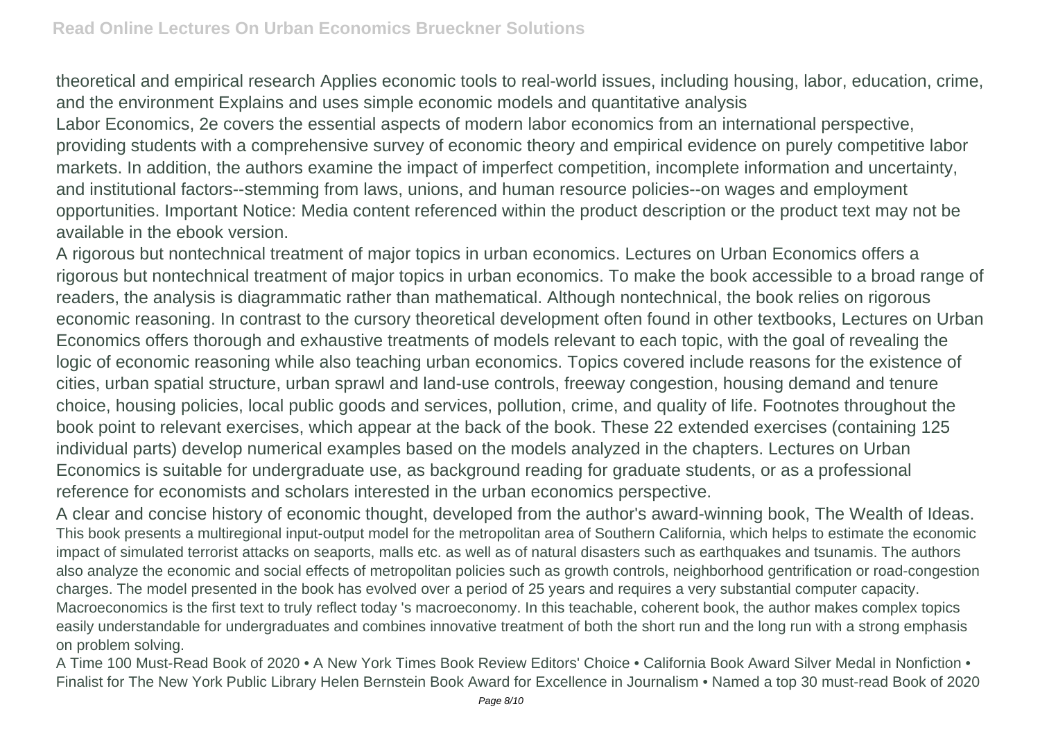theoretical and empirical research Applies economic tools to real-world issues, including housing, labor, education, crime, and the environment Explains and uses simple economic models and quantitative analysis

Labor Economics, 2e covers the essential aspects of modern labor economics from an international perspective, providing students with a comprehensive survey of economic theory and empirical evidence on purely competitive labor markets. In addition, the authors examine the impact of imperfect competition, incomplete information and uncertainty, and institutional factors--stemming from laws, unions, and human resource policies--on wages and employment opportunities. Important Notice: Media content referenced within the product description or the product text may not be available in the ebook version.

A rigorous but nontechnical treatment of major topics in urban economics. Lectures on Urban Economics offers a rigorous but nontechnical treatment of major topics in urban economics. To make the book accessible to a broad range of readers, the analysis is diagrammatic rather than mathematical. Although nontechnical, the book relies on rigorous economic reasoning. In contrast to the cursory theoretical development often found in other textbooks, Lectures on Urban Economics offers thorough and exhaustive treatments of models relevant to each topic, with the goal of revealing the logic of economic reasoning while also teaching urban economics. Topics covered include reasons for the existence of cities, urban spatial structure, urban sprawl and land-use controls, freeway congestion, housing demand and tenure choice, housing policies, local public goods and services, pollution, crime, and quality of life. Footnotes throughout the book point to relevant exercises, which appear at the back of the book. These 22 extended exercises (containing 125 individual parts) develop numerical examples based on the models analyzed in the chapters. Lectures on Urban Economics is suitable for undergraduate use, as background reading for graduate students, or as a professional reference for economists and scholars interested in the urban economics perspective.

A clear and concise history of economic thought, developed from the author's award-winning book, The Wealth of Ideas.

This book presents a multiregional input-output model for the metropolitan area of Southern California, which helps to estimate the economic impact of simulated terrorist attacks on seaports, malls etc. as well as of natural disasters such as earthquakes and tsunamis. The authors also analyze the economic and social effects of metropolitan policies such as growth controls, neighborhood gentrification or road-congestion charges. The model presented in the book has evolved over a period of 25 years and requires a very substantial computer capacity.

Macroeconomics is the first text to truly reflect today 's macroeconomy. In this teachable, coherent book, the author makes complex topics easily understandable for undergraduates and combines innovative treatment of both the short run and the long run with a strong emphasis on problem solving.

A Time 100 Must-Read Book of 2020 • A New York Times Book Review Editors' Choice • California Book Award Silver Medal in Nonfiction • Finalist for The New York Public Library Helen Bernstein Book Award for Excellence in Journalism • Named a top 30 must-read Book of 2020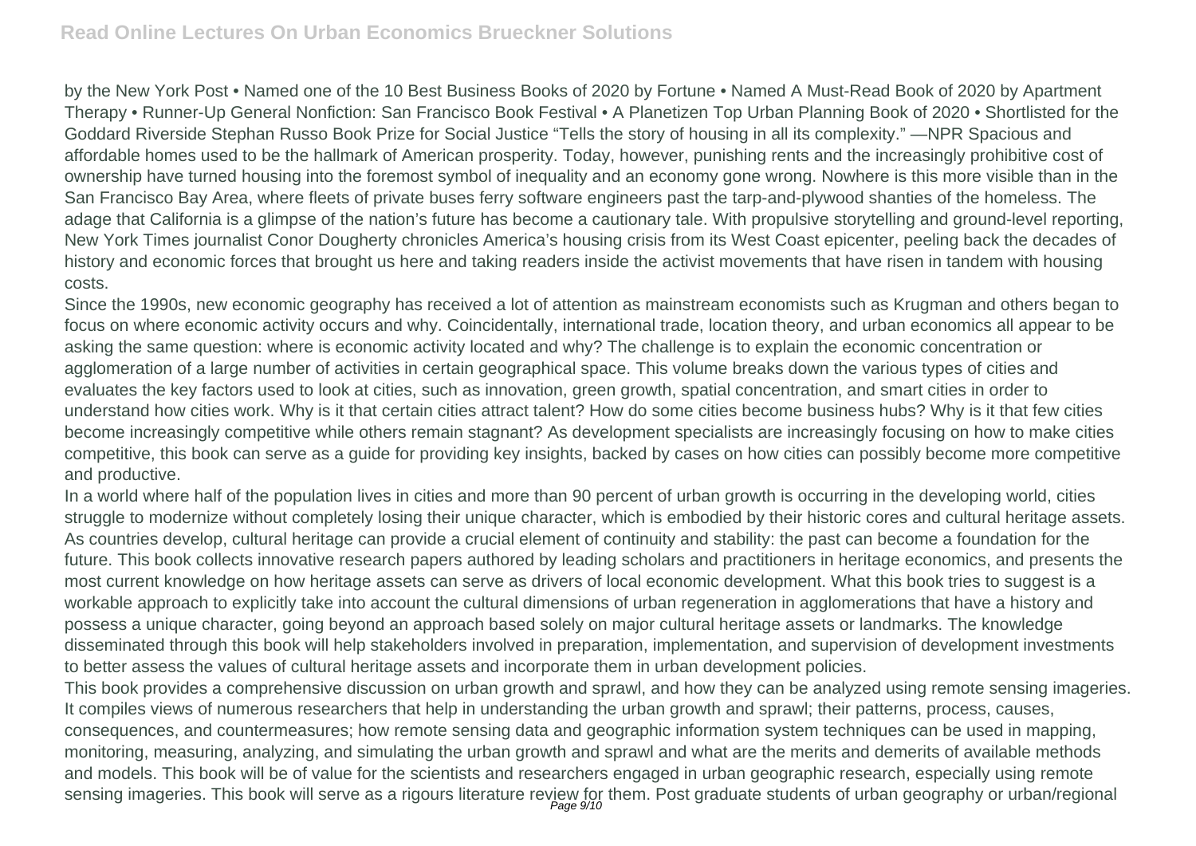by the New York Post • Named one of the 10 Best Business Books of 2020 by Fortune • Named A Must-Read Book of 2020 by Apartment Therapy • Runner-Up General Nonfiction: San Francisco Book Festival • A Planetizen Top Urban Planning Book of 2020 • Shortlisted for the Goddard Riverside Stephan Russo Book Prize for Social Justice "Tells the story of housing in all its complexity." —NPR Spacious and affordable homes used to be the hallmark of American prosperity. Today, however, punishing rents and the increasingly prohibitive cost of ownership have turned housing into the foremost symbol of inequality and an economy gone wrong. Nowhere is this more visible than in the San Francisco Bay Area, where fleets of private buses ferry software engineers past the tarp-and-plywood shanties of the homeless. The adage that California is a glimpse of the nation's future has become a cautionary tale. With propulsive storytelling and ground-level reporting, New York Times journalist Conor Dougherty chronicles America's housing crisis from its West Coast epicenter, peeling back the decades of history and economic forces that brought us here and taking readers inside the activist movements that have risen in tandem with housing costs.

Since the 1990s, new economic geography has received a lot of attention as mainstream economists such as Krugman and others began to focus on where economic activity occurs and why. Coincidentally, international trade, location theory, and urban economics all appear to be asking the same question: where is economic activity located and why? The challenge is to explain the economic concentration or agglomeration of a large number of activities in certain geographical space. This volume breaks down the various types of cities and evaluates the key factors used to look at cities, such as innovation, green growth, spatial concentration, and smart cities in order to understand how cities work. Why is it that certain cities attract talent? How do some cities become business hubs? Why is it that few cities become increasingly competitive while others remain stagnant? As development specialists are increasingly focusing on how to make cities competitive, this book can serve as a guide for providing key insights, backed by cases on how cities can possibly become more competitive and productive.

In a world where half of the population lives in cities and more than 90 percent of urban growth is occurring in the developing world, cities struggle to modernize without completely losing their unique character, which is embodied by their historic cores and cultural heritage assets. As countries develop, cultural heritage can provide a crucial element of continuity and stability: the past can become a foundation for the future. This book collects innovative research papers authored by leading scholars and practitioners in heritage economics, and presents the most current knowledge on how heritage assets can serve as drivers of local economic development. What this book tries to suggest is a workable approach to explicitly take into account the cultural dimensions of urban regeneration in agglomerations that have a history and possess a unique character, going beyond an approach based solely on major cultural heritage assets or landmarks. The knowledge disseminated through this book will help stakeholders involved in preparation, implementation, and supervision of development investments to better assess the values of cultural heritage assets and incorporate them in urban development policies.

This book provides a comprehensive discussion on urban growth and sprawl, and how they can be analyzed using remote sensing imageries. It compiles views of numerous researchers that help in understanding the urban growth and sprawl; their patterns, process, causes, consequences, and countermeasures; how remote sensing data and geographic information system techniques can be used in mapping, monitoring, measuring, analyzing, and simulating the urban growth and sprawl and what are the merits and demerits of available methods and models. This book will be of value for the scientists and researchers engaged in urban geographic research, especially using remote sensing imageries. This book will serve as a rigours literature review for them. Post graduate students of urban geography or urban/regional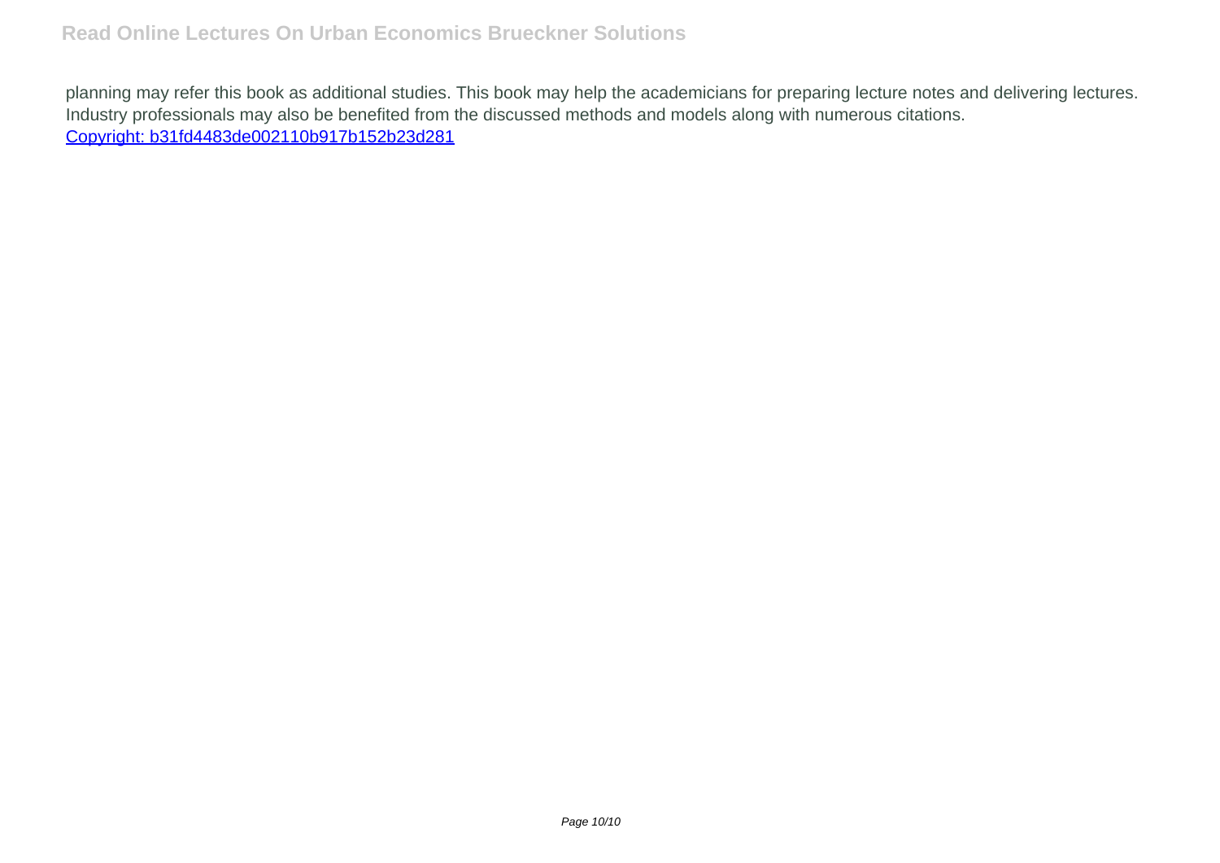planning may refer this book as additional studies. This book may help the academicians for preparing lecture notes and delivering lectures. Industry professionals may also be benefited from the discussed methods and models along with numerous citations.
Copyright: b31fd4483de002110b917b152b23d281